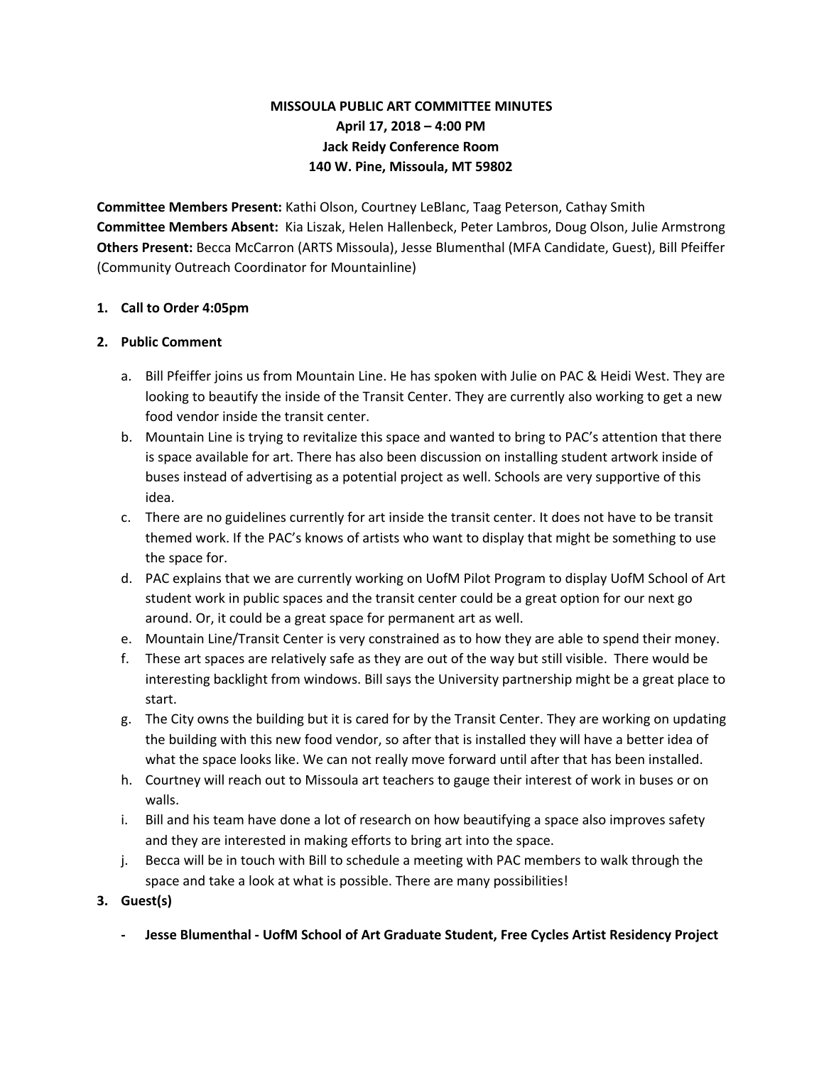**MISSOULA PUBLIC ART COMMITTEE MINUTES**
**April 17, 2018 – 4:00 PM**
**Jack Reidy Conference Room**
**140 W. Pine, Missoula, MT 59802**

**Committee Members Present:** Kathi Olson, Courtney LeBlanc, Taag Peterson, Cathay Smith
**Committee Members Absent:** Kia Liszak, Helen Hallenbeck, Peter Lambros, Doug Olson, Julie Armstrong
**Others Present:** Becca McCarron (ARTS Missoula), Jesse Blumenthal (MFA Candidate, Guest), Bill Pfeiffer (Community Outreach Coordinator for Mountainline)

1. **Call to Order 4:05pm**

2. **Public Comment**

   a. Bill Pfeiffer joins us from Mountain Line. He has spoken with Julie on PAC & Heidi West. They are looking to beautify the inside of the Transit Center. They are currently also working to get a new food vendor inside the transit center.
   
   b. Mountain Line is trying to revitalize this space and wanted to bring to PAC's attention that there is space available for art. There has also been discussion on installing student artwork inside of buses instead of advertising as a potential project as well. Schools are very supportive of this idea.
   
   c. There are no guidelines currently for art inside the transit center. It does not have to be transit themed work. If the PAC's knows of artists who want to display that might be something to use the space for.
   
   d. PAC explains that we are currently working on UofM Pilot Program to display UofM School of Art student work in public spaces and the transit center could be a great option for our next go around. Or, it could be a great space for permanent art as well.
   
   e. Mountain Line/Transit Center is very constrained as to how they are able to spend their money.
   
   f. These art spaces are relatively safe as they are out of the way but still visible. There would be interesting backlight from windows. Bill says the University partnership might be a great place to start.
   
   g. The City owns the building but it is cared for by the Transit Center. They are working on updating the building with this new food vendor, so after that is installed they will have a better idea of what the space looks like. We can not really move forward until after that has been installed.
   
   h. Courtney will reach out to Missoula art teachers to gauge their interest of work in buses or on walls.
   
   i. Bill and his team have done a lot of research on how beautifying a space also improves safety and they are interested in making efforts to bring art into the space.
   
   j. Becca will be in touch with Bill to schedule a meeting with PAC members to walk through the space and take a look at what is possible. There are many possibilities!

3. **Guest(s)**

   - **Jesse Blumenthal - UofM School of Art Graduate Student, Free Cycles Artist Residency Project**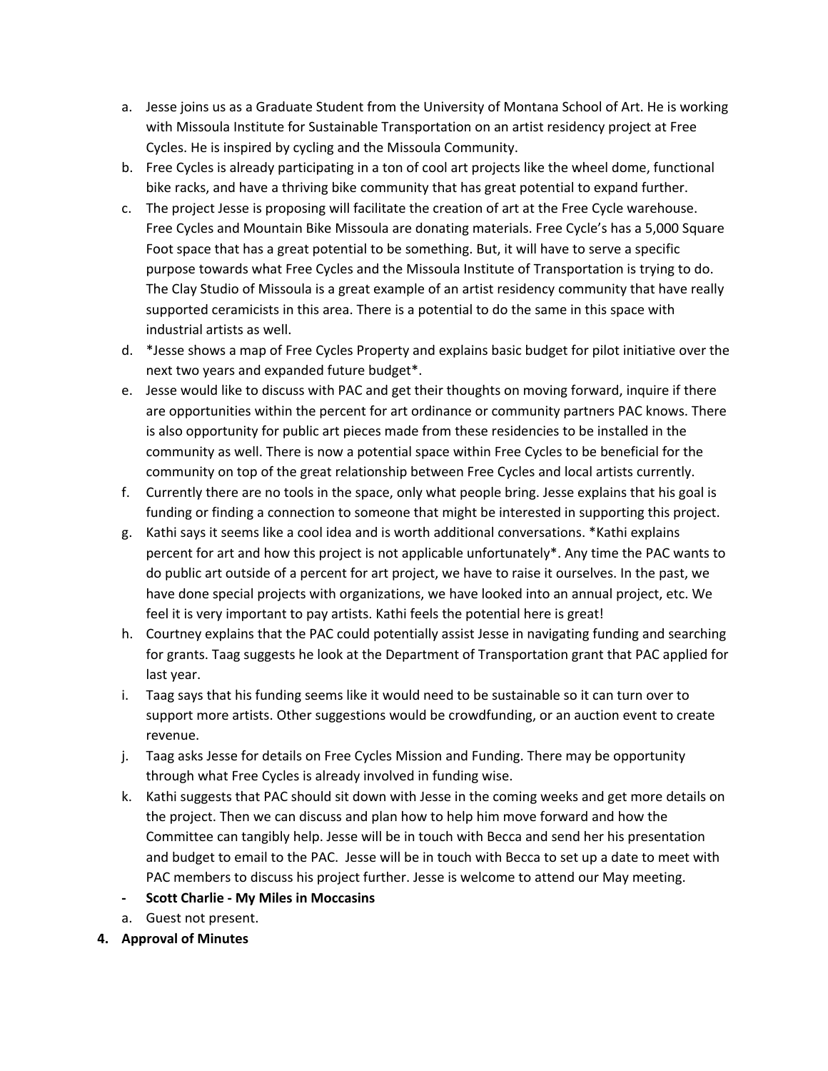a. Jesse joins us as a Graduate Student from the University of Montana School of Art. He is working with Missoula Institute for Sustainable Transportation on an artist residency project at Free Cycles. He is inspired by cycling and the Missoula Community.
b. Free Cycles is already participating in a ton of cool art projects like the wheel dome, functional bike racks, and have a thriving bike community that has great potential to expand further.
c. The project Jesse is proposing will facilitate the creation of art at the Free Cycle warehouse. Free Cycles and Mountain Bike Missoula are donating materials. Free Cycle's has a 5,000 Square Foot space that has a great potential to be something. But, it will have to serve a specific purpose towards what Free Cycles and the Missoula Institute of Transportation is trying to do. The Clay Studio of Missoula is a great example of an artist residency community that have really supported ceramicists in this area. There is a potential to do the same in this space with industrial artists as well.
d. *Jesse shows a map of Free Cycles Property and explains basic budget for pilot initiative over the next two years and expanded future budget*.
e. Jesse would like to discuss with PAC and get their thoughts on moving forward, inquire if there are opportunities within the percent for art ordinance or community partners PAC knows. There is also opportunity for public art pieces made from these residencies to be installed in the community as well. There is now a potential space within Free Cycles to be beneficial for the community on top of the great relationship between Free Cycles and local artists currently.
f. Currently there are no tools in the space, only what people bring. Jesse explains that his goal is funding or finding a connection to someone that might be interested in supporting this project.
g. Kathi says it seems like a cool idea and is worth additional conversations. *Kathi explains percent for art and how this project is not applicable unfortunately*. Any time the PAC wants to do public art outside of a percent for art project, we have to raise it ourselves. In the past, we have done special projects with organizations, we have looked into an annual project, etc. We feel it is very important to pay artists. Kathi feels the potential here is great!
h. Courtney explains that the PAC could potentially assist Jesse in navigating funding and searching for grants. Taag suggests he look at the Department of Transportation grant that PAC applied for last year.
i. Taag says that his funding seems like it would need to be sustainable so it can turn over to support more artists. Other suggestions would be crowdfunding, or an auction event to create revenue.
j. Taag asks Jesse for details on Free Cycles Mission and Funding. There may be opportunity through what Free Cycles is already involved in funding wise.
k. Kathi suggests that PAC should sit down with Jesse in the coming weeks and get more details on the project. Then we can discuss and plan how to help him move forward and how the Committee can tangibly help. Jesse will be in touch with Becca and send her his presentation and budget to email to the PAC. Jesse will be in touch with Becca to set up a date to meet with PAC members to discuss his project further. Jesse is welcome to attend our May meeting.

- **Scott Charlie - My Miles in Moccasins**

a. Guest not present.

**4. Approval of Minutes**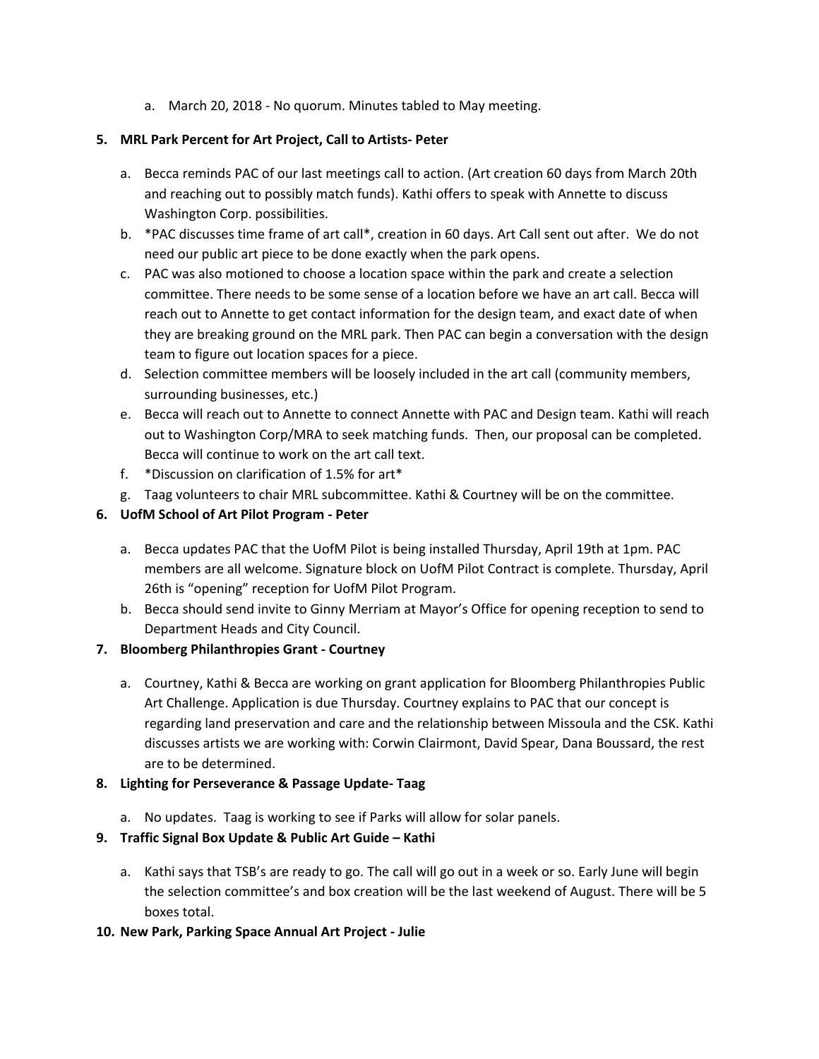a. March 20, 2018 - No quorum. Minutes tabled to May meeting.

**5. MRL Park Percent for Art Project, Call to Artists- Peter**

a. Becca reminds PAC of our last meetings call to action. (Art creation 60 days from March 20th and reaching out to possibly match funds). Kathi offers to speak with Annette to discuss Washington Corp. possibilities.

b. *PAC discusses time frame of art call*, creation in 60 days. Art Call sent out after. We do not need our public art piece to be done exactly when the park opens.

c. PAC was also motioned to choose a location space within the park and create a selection committee. There needs to be some sense of a location before we have an art call. Becca will reach out to Annette to get contact information for the design team, and exact date of when they are breaking ground on the MRL park. Then PAC can begin a conversation with the design team to figure out location spaces for a piece.

d. Selection committee members will be loosely included in the art call (community members, surrounding businesses, etc.)

e. Becca will reach out to Annette to connect Annette with PAC and Design team. Kathi will reach out to Washington Corp/MRA to seek matching funds. Then, our proposal can be completed. Becca will continue to work on the art call text.

f. *Discussion on clarification of 1.5% for art*

g. Taag volunteers to chair MRL subcommittee. Kathi & Courtney will be on the committee.

**6. UofM School of Art Pilot Program - Peter**

a. Becca updates PAC that the UofM Pilot is being installed Thursday, April 19th at 1pm. PAC members are all welcome. Signature block on UofM Pilot Contract is complete. Thursday, April 26th is "opening" reception for UofM Pilot Program.

b. Becca should send invite to Ginny Merriam at Mayor's Office for opening reception to send to Department Heads and City Council.

**7. Bloomberg Philanthropies Grant - Courtney**

a. Courtney, Kathi & Becca are working on grant application for Bloomberg Philanthropies Public Art Challenge. Application is due Thursday. Courtney explains to PAC that our concept is regarding land preservation and care and the relationship between Missoula and the CSK. Kathi discusses artists we are working with: Corwin Clairmont, David Spear, Dana Boussard, the rest are to be determined.

**8. Lighting for Perseverance & Passage Update- Taag**

a. No updates. Taag is working to see if Parks will allow for solar panels.

**9. Traffic Signal Box Update & Public Art Guide – Kathi**

a. Kathi says that TSB's are ready to go. The call will go out in a week or so. Early June will begin the selection committee's and box creation will be the last weekend of August. There will be 5 boxes total.

**10. New Park, Parking Space Annual Art Project - Julie**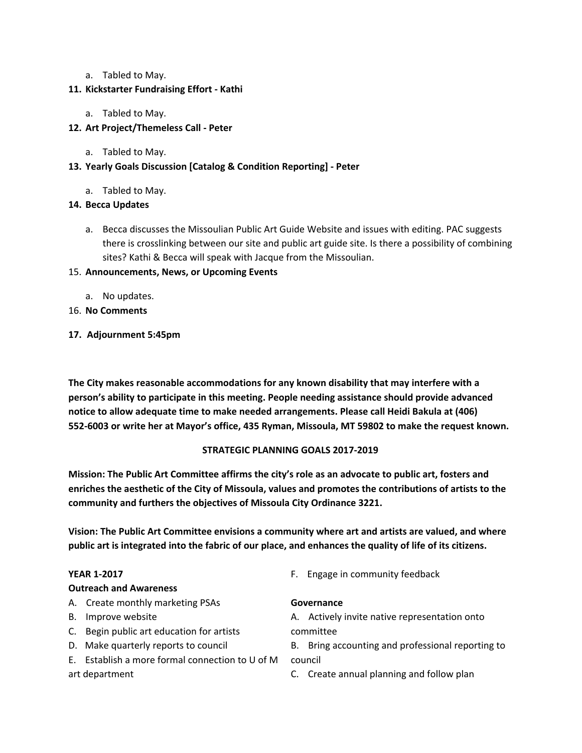a. Tabled to May.

11. **Kickstarter Fundraising Effort - Kathi**
    a. Tabled to May.
12. **Art Project/Themeless Call - Peter**
    a. Tabled to May.
13. **Yearly Goals Discussion [Catalog & Condition Reporting] - Peter**
    a. Tabled to May.
14. **Becca Updates**
    a. Becca discusses the Missoulian Public Art Guide Website and issues with editing. PAC suggests there is crosslinking between our site and public art guide site. Is there a possibility of combining sites? Kathi & Becca will speak with Jacque from the Missoulian.
15. **Announcements, News, or Upcoming Events**
    a. No updates.
16. **No Comments**
17. **Adjournment 5:45pm**

**The City makes reasonable accommodations for any known disability that may interfere with a person's ability to participate in this meeting. People needing assistance should provide advanced notice to allow adequate time to make needed arrangements. Please call Heidi Bakula at (406) 552-6003 or write her at Mayor's office, 435 Ryman, Missoula, MT 59802 to make the request known.**

## STRATEGIC PLANNING GOALS 2017-2019

**Mission: The Public Art Committee affirms the city's role as an advocate to public art, fosters and enriches the aesthetic of the City of Missoula, values and promotes the contributions of artists to the community and furthers the objectives of Missoula City Ordinance 3221.**

**Vision: The Public Art Committee envisions a community where art and artists are valued, and where public art is integrated into the fabric of our place, and enhances the quality of life of its citizens.**

**YEAR 1-2017**

**Outreach and Awareness**

A. Create monthly marketing PSAs
B. Improve website
C. Begin public art education for artists
D. Make quarterly reports to council
E. Establish a more formal connection to U of M art department
F. Engage in community feedback

**Governance**

A. Actively invite native representation onto committee
B. Bring accounting and professional reporting to council
C. Create annual planning and follow plan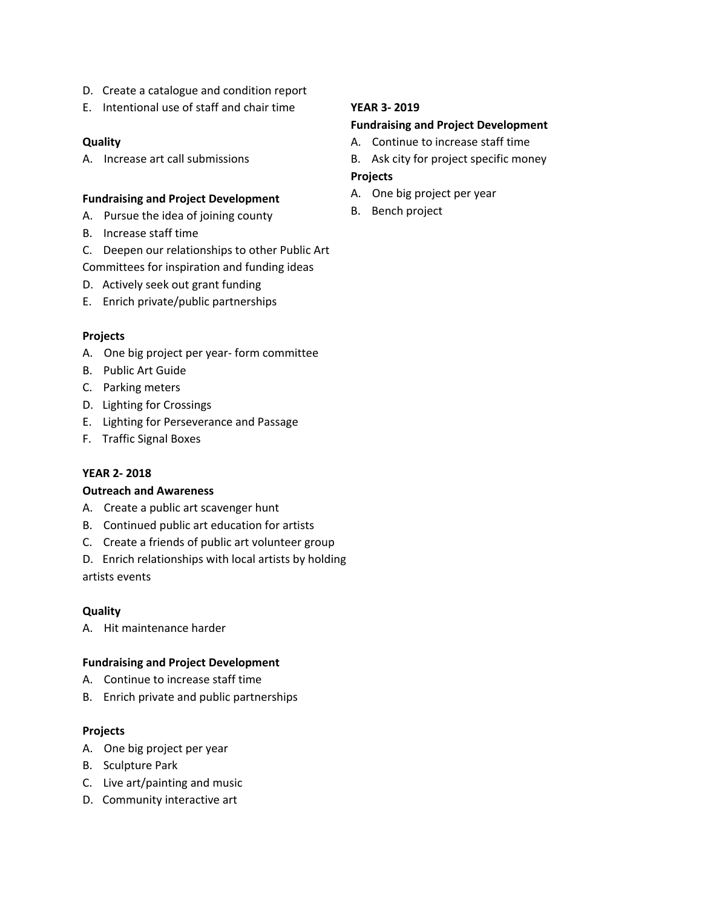D. Create a catalogue and condition report
E. Intentional use of staff and chair time

**Quality**

A. Increase art call submissions

**Fundraising and Project Development**

A. Pursue the idea of joining county
B. Increase staff time
C. Deepen our relationships to other Public Art Committees for inspiration and funding ideas
D. Actively seek out grant funding
E. Enrich private/public partnerships

**Projects**

A. One big project per year- form committee
B. Public Art Guide
C. Parking meters
D. Lighting for Crossings
E. Lighting for Perseverance and Passage
F. Traffic Signal Boxes

**YEAR 2- 2018**

**Outreach and Awareness**

A. Create a public art scavenger hunt
B. Continued public art education for artists
C. Create a friends of public art volunteer group
D. Enrich relationships with local artists by holding artists events

**Quality**

A. Hit maintenance harder

**Fundraising and Project Development**

A. Continue to increase staff time
B. Enrich private and public partnerships

**Projects**

A. One big project per year
B. Sculpture Park
C. Live art/painting and music
D. Community interactive art

**YEAR 3- 2019**

**Fundraising and Project Development**

A. Continue to increase staff time
B. Ask city for project specific money

**Projects**

A. One big project per year
B. Bench project